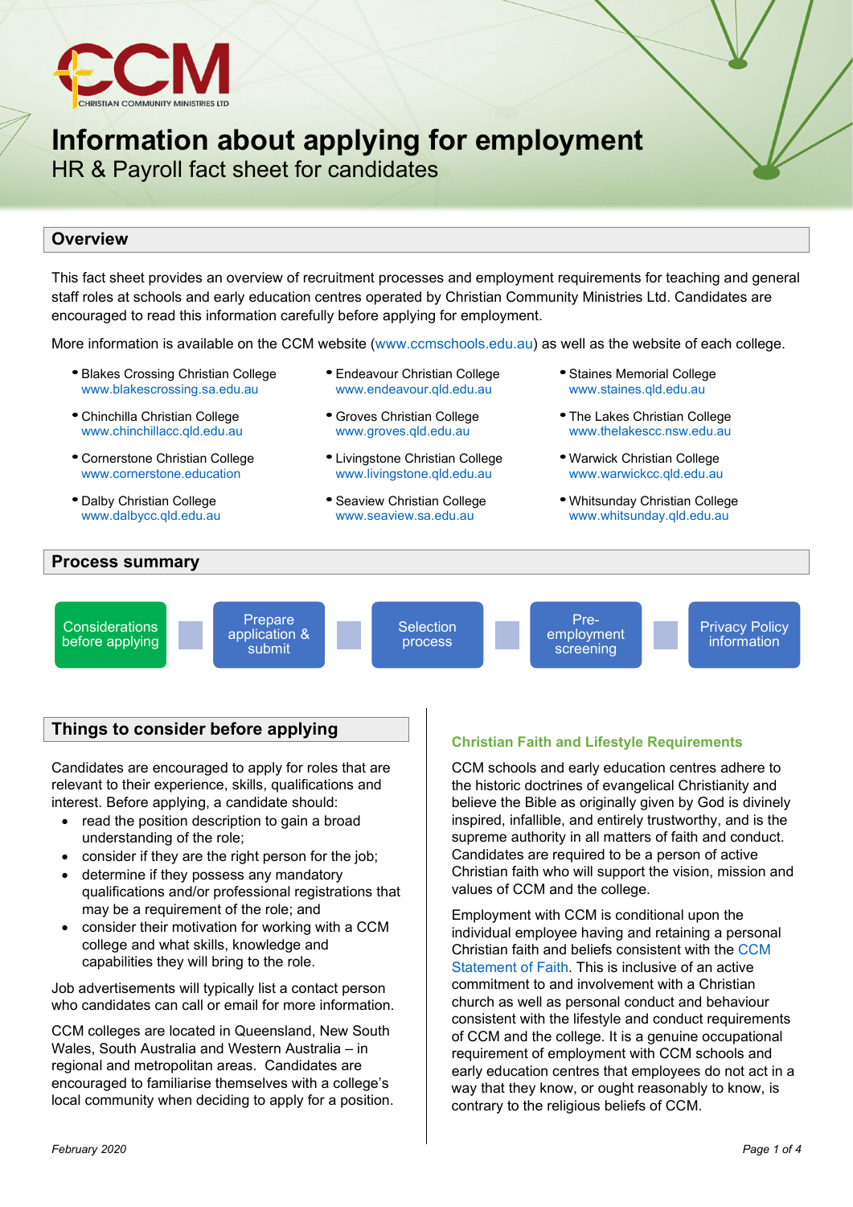CHRISTIAN COMMUNITY MINISTRIES LTD

# Information about applying for employment

HR & Payroll fact sheet for candidates

## Overview

This fact sheet provides an overview of recruitment processes and employment requirements for teaching and general staff roles at schools and early education centres operated by Christian Community Ministries Ltd. Candidates are encouraged to read this information carefully before applying for employment.

More information is available on the CCM website (www.ccmschools.edu.au) as well as the website of each college.

- Blakes Crossing Christian College www.blakescrossing.sa.edu.au
- Chinchilla Christian College www.chinchillacc.qld.edu.au
- Cornerstone Christian College www.cornerstone.education
- Dalby Christian College www.dalbycc.qld.edu.au
- Endeavour Christian College www.endeavour.qld.edu.au
- Groves Christian College www.groves.qld.edu.au
- Livingstone Christian College www.livingstone.qld.edu.au
- Seaview Christian College www.seaview.sa.edu.au
- Staines Memorial College www.staines.qld.edu.au
- The Lakes Christian College www.thelakescc.nsw.edu.au
- Warwick Christian College www.warwickcc.qld.edu.au
- Whitsunday Christian College www.whitsunday.qld.edu.au

## Process summary

Considerations before applying → Prepare application & submit → Selection process → Pre-employment screening → Privacy Policy information

## Things to consider before applying

Candidates are encouraged to apply for roles that are relevant to their experience, skills, qualifications and interest. Before applying, a candidate should:

- read the position description to gain a broad understanding of the role;
- consider if they are the right person for the job;
- determine if they possess any mandatory qualifications and/or professional registrations that may be a requirement of the role; and
- consider their motivation for working with a CCM college and what skills, knowledge and capabilities they will bring to the role.

Job advertisements will typically list a contact person who candidates can call or email for more information.

CCM colleges are located in Queensland, New South Wales, South Australia and Western Australia – in regional and metropolitan areas. Candidates are encouraged to familiarise themselves with a college's local community when deciding to apply for a position.

### Christian Faith and Lifestyle Requirements

CCM schools and early education centres adhere to the historic doctrines of evangelical Christianity and believe the Bible as originally given by God is divinely inspired, infallible, and entirely trustworthy, and is the supreme authority in all matters of faith and conduct. Candidates are required to be a person of active Christian faith who will support the vision, mission and values of CCM and the college.

Employment with CCM is conditional upon the individual employee having and retaining a personal Christian faith and beliefs consistent with the CCM Statement of Faith. This is inclusive of an active commitment to and involvement with a Christian church as well as personal conduct and behaviour consistent with the lifestyle and conduct requirements of CCM and the college. It is a genuine occupational requirement of employment with CCM schools and early education centres that employees do not act in a way that they know, or ought reasonably to know, is contrary to the religious beliefs of CCM.

*February 2020*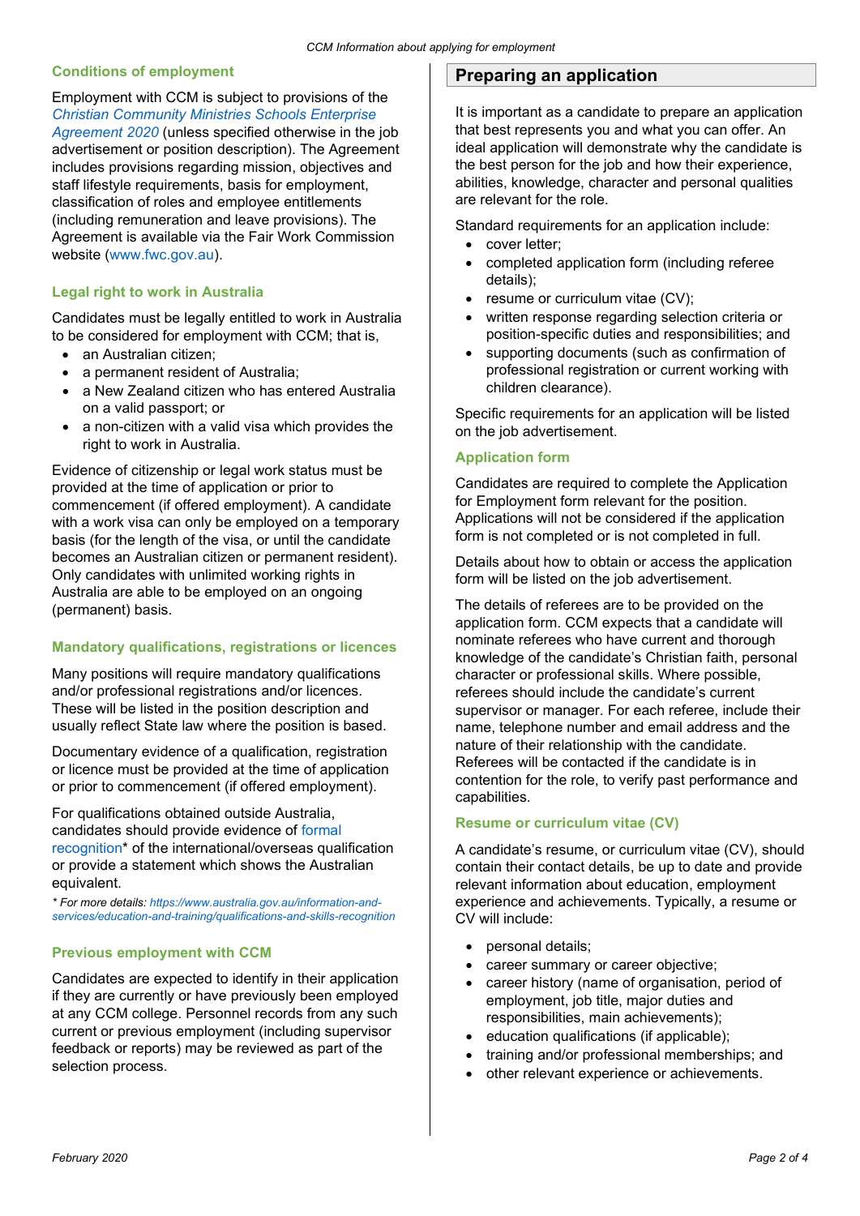## Conditions of employment

Employment with CCM is subject to provisions of the *Christian Community Ministries Schools Enterprise Agreement 2020* (unless specified otherwise in the job advertisement or position description). The Agreement includes provisions regarding mission, objectives and staff lifestyle requirements, basis for employment, classification of roles and employee entitlements (including remuneration and leave provisions). The Agreement is available via the Fair Work Commission website (www.fwc.gov.au).

## Legal right to work in Australia

Candidates must be legally entitled to work in Australia to be considered for employment with CCM; that is,

- an Australian citizen;
- a permanent resident of Australia;
- a New Zealand citizen who has entered Australia on a valid passport; or
- a non-citizen with a valid visa which provides the right to work in Australia.

Evidence of citizenship or legal work status must be provided at the time of application or prior to commencement (if offered employment). A candidate with a work visa can only be employed on a temporary basis (for the length of the visa, or until the candidate becomes an Australian citizen or permanent resident). Only candidates with unlimited working rights in Australia are able to be employed on an ongoing (permanent) basis.

## Mandatory qualifications, registrations or licences

Many positions will require mandatory qualifications and/or professional registrations and/or licences. These will be listed in the position description and usually reflect State law where the position is based.

Documentary evidence of a qualification, registration or licence must be provided at the time of application or prior to commencement (if offered employment).

For qualifications obtained outside Australia, candidates should provide evidence of formal recognition* of the international/overseas qualification or provide a statement which shows the Australian equivalent.

*\* For more details: https://www.australia.gov.au/information-and-services/education-and-training/qualifications-and-skills-recognition*

## Previous employment with CCM

Candidates are expected to identify in their application if they are currently or have previously been employed at any CCM college. Personnel records from any such current or previous employment (including supervisor feedback or reports) may be reviewed as part of the selection process.

# Preparing an application

It is important as a candidate to prepare an application that best represents you and what you can offer. An ideal application will demonstrate why the candidate is the best person for the job and how their experience, abilities, knowledge, character and personal qualities are relevant for the role.

Standard requirements for an application include:

- cover letter;
- completed application form (including referee details);
- resume or curriculum vitae (CV);
- written response regarding selection criteria or position-specific duties and responsibilities; and
- supporting documents (such as confirmation of professional registration or current working with children clearance).

Specific requirements for an application will be listed on the job advertisement.

## Application form

Candidates are required to complete the Application for Employment form relevant for the position. Applications will not be considered if the application form is not completed or is not completed in full.

Details about how to obtain or access the application form will be listed on the job advertisement.

The details of referees are to be provided on the application form. CCM expects that a candidate will nominate referees who have current and thorough knowledge of the candidate's Christian faith, personal character or professional skills. Where possible, referees should include the candidate's current supervisor or manager. For each referee, include their name, telephone number and email address and the nature of their relationship with the candidate. Referees will be contacted if the candidate is in contention for the role, to verify past performance and capabilities.

## Resume or curriculum vitae (CV)

A candidate's resume, or curriculum vitae (CV), should contain their contact details, be up to date and provide relevant information about education, employment experience and achievements. Typically, a resume or CV will include:

- personal details;
- career summary or career objective;
- career history (name of organisation, period of employment, job title, major duties and responsibilities, main achievements);
- education qualifications (if applicable);
- training and/or professional memberships; and
- other relevant experience or achievements.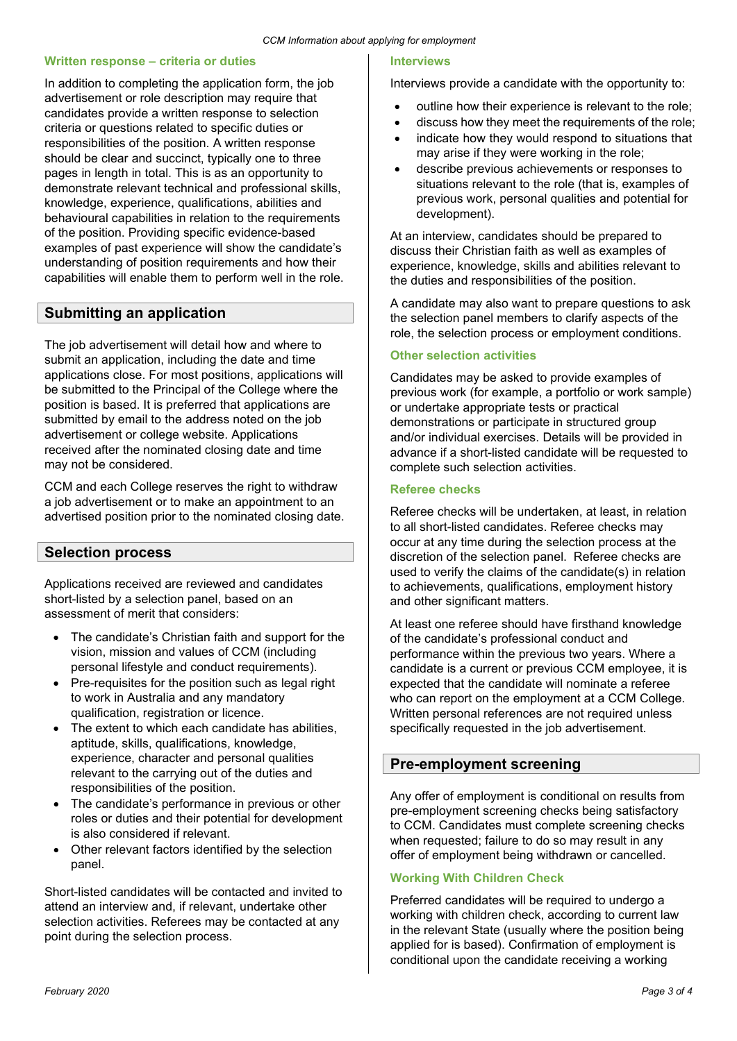### Written response – criteria or duties

In addition to completing the application form, the job advertisement or role description may require that candidates provide a written response to selection criteria or questions related to specific duties or responsibilities of the position. A written response should be clear and succinct, typically one to three pages in length in total. This is as an opportunity to demonstrate relevant technical and professional skills, knowledge, experience, qualifications, abilities and behavioural capabilities in relation to the requirements of the position. Providing specific evidence-based examples of past experience will show the candidate's understanding of position requirements and how their capabilities will enable them to perform well in the role.

## Submitting an application

The job advertisement will detail how and where to submit an application, including the date and time applications close. For most positions, applications will be submitted to the Principal of the College where the position is based. It is preferred that applications are submitted by email to the address noted on the job advertisement or college website. Applications received after the nominated closing date and time may not be considered.

CCM and each College reserves the right to withdraw a job advertisement or to make an appointment to an advertised position prior to the nominated closing date.

## Selection process

Applications received are reviewed and candidates short-listed by a selection panel, based on an assessment of merit that considers:

- The candidate's Christian faith and support for the vision, mission and values of CCM (including personal lifestyle and conduct requirements).
- Pre-requisites for the position such as legal right to work in Australia and any mandatory qualification, registration or licence.
- The extent to which each candidate has abilities, aptitude, skills, qualifications, knowledge, experience, character and personal qualities relevant to the carrying out of the duties and responsibilities of the position.
- The candidate's performance in previous or other roles or duties and their potential for development is also considered if relevant.
- Other relevant factors identified by the selection panel.

Short-listed candidates will be contacted and invited to attend an interview and, if relevant, undertake other selection activities. Referees may be contacted at any point during the selection process.

### Interviews

Interviews provide a candidate with the opportunity to:

- outline how their experience is relevant to the role;
- discuss how they meet the requirements of the role;
- indicate how they would respond to situations that may arise if they were working in the role;
- describe previous achievements or responses to situations relevant to the role (that is, examples of previous work, personal qualities and potential for development).

At an interview, candidates should be prepared to discuss their Christian faith as well as examples of experience, knowledge, skills and abilities relevant to the duties and responsibilities of the position.

A candidate may also want to prepare questions to ask the selection panel members to clarify aspects of the role, the selection process or employment conditions.

### Other selection activities

Candidates may be asked to provide examples of previous work (for example, a portfolio or work sample) or undertake appropriate tests or practical demonstrations or participate in structured group and/or individual exercises. Details will be provided in advance if a short-listed candidate will be requested to complete such selection activities.

### Referee checks

Referee checks will be undertaken, at least, in relation to all short-listed candidates. Referee checks may occur at any time during the selection process at the discretion of the selection panel. Referee checks are used to verify the claims of the candidate(s) in relation to achievements, qualifications, employment history and other significant matters.

At least one referee should have firsthand knowledge of the candidate's professional conduct and performance within the previous two years. Where a candidate is a current or previous CCM employee, it is expected that the candidate will nominate a referee who can report on the employment at a CCM College. Written personal references are not required unless specifically requested in the job advertisement.

## Pre-employment screening

Any offer of employment is conditional on results from pre-employment screening checks being satisfactory to CCM. Candidates must complete screening checks when requested; failure to do so may result in any offer of employment being withdrawn or cancelled.

### Working With Children Check

Preferred candidates will be required to undergo a working with children check, according to current law in the relevant State (usually where the position being applied for is based). Confirmation of employment is conditional upon the candidate receiving a working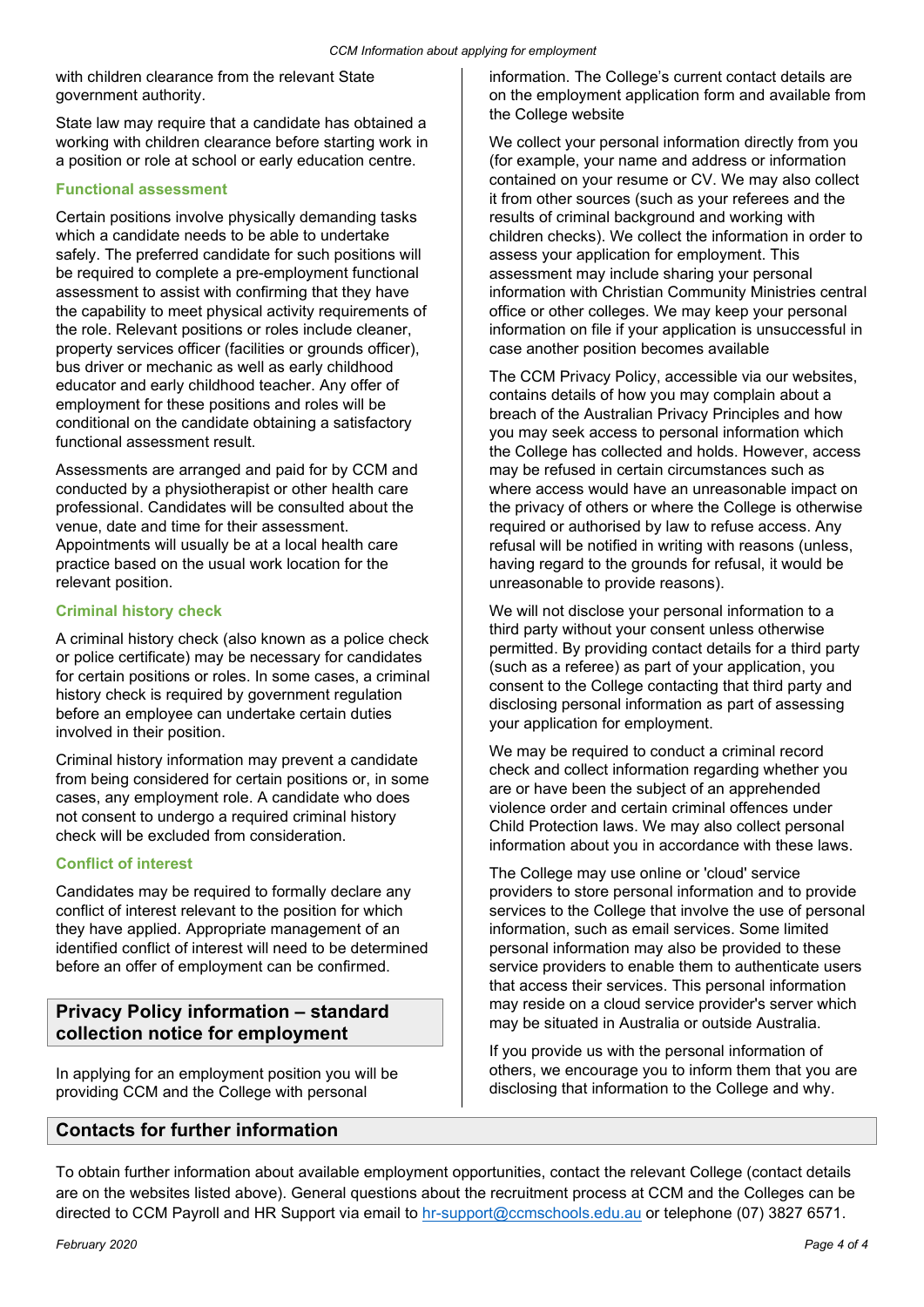with children clearance from the relevant State government authority.

State law may require that a candidate has obtained a working with children clearance before starting work in a position or role at school or early education centre.

### Functional assessment

Certain positions involve physically demanding tasks which a candidate needs to be able to undertake safely. The preferred candidate for such positions will be required to complete a pre-employment functional assessment to assist with confirming that they have the capability to meet physical activity requirements of the role. Relevant positions or roles include cleaner, property services officer (facilities or grounds officer), bus driver or mechanic as well as early childhood educator and early childhood teacher. Any offer of employment for these positions and roles will be conditional on the candidate obtaining a satisfactory functional assessment result.

Assessments are arranged and paid for by CCM and conducted by a physiotherapist or other health care professional. Candidates will be consulted about the venue, date and time for their assessment. Appointments will usually be at a local health care practice based on the usual work location for the relevant position.

### Criminal history check

A criminal history check (also known as a police check or police certificate) may be necessary for candidates for certain positions or roles. In some cases, a criminal history check is required by government regulation before an employee can undertake certain duties involved in their position.

Criminal history information may prevent a candidate from being considered for certain positions or, in some cases, any employment role. A candidate who does not consent to undergo a required criminal history check will be excluded from consideration.

### Conflict of interest

Candidates may be required to formally declare any conflict of interest relevant to the position for which they have applied. Appropriate management of an identified conflict of interest will need to be determined before an offer of employment can be confirmed.

## Privacy Policy information – standard collection notice for employment

In applying for an employment position you will be providing CCM and the College with personal information. The College's current contact details are on the employment application form and available from the College website

We collect your personal information directly from you (for example, your name and address or information contained on your resume or CV. We may also collect it from other sources (such as your referees and the results of criminal background and working with children checks). We collect the information in order to assess your application for employment. This assessment may include sharing your personal information with Christian Community Ministries central office or other colleges. We may keep your personal information on file if your application is unsuccessful in case another position becomes available

The CCM Privacy Policy, accessible via our websites, contains details of how you may complain about a breach of the Australian Privacy Principles and how you may seek access to personal information which the College has collected and holds. However, access may be refused in certain circumstances such as where access would have an unreasonable impact on the privacy of others or where the College is otherwise required or authorised by law to refuse access. Any refusal will be notified in writing with reasons (unless, having regard to the grounds for refusal, it would be unreasonable to provide reasons).

We will not disclose your personal information to a third party without your consent unless otherwise permitted. By providing contact details for a third party (such as a referee) as part of your application, you consent to the College contacting that third party and disclosing personal information as part of assessing your application for employment.

We may be required to conduct a criminal record check and collect information regarding whether you are or have been the subject of an apprehended violence order and certain criminal offences under Child Protection laws. We may also collect personal information about you in accordance with these laws.

The College may use online or 'cloud' service providers to store personal information and to provide services to the College that involve the use of personal information, such as email services. Some limited personal information may also be provided to these service providers to enable them to authenticate users that access their services. This personal information may reside on a cloud service provider's server which may be situated in Australia or outside Australia.

If you provide us with the personal information of others, we encourage you to inform them that you are disclosing that information to the College and why.

## Contacts for further information

To obtain further information about available employment opportunities, contact the relevant College (contact details are on the websites listed above). General questions about the recruitment process at CCM and the Colleges can be directed to CCM Payroll and HR Support via email to hr-support@ccmschools.edu.au or telephone (07) 3827 6571.

*February 2020*